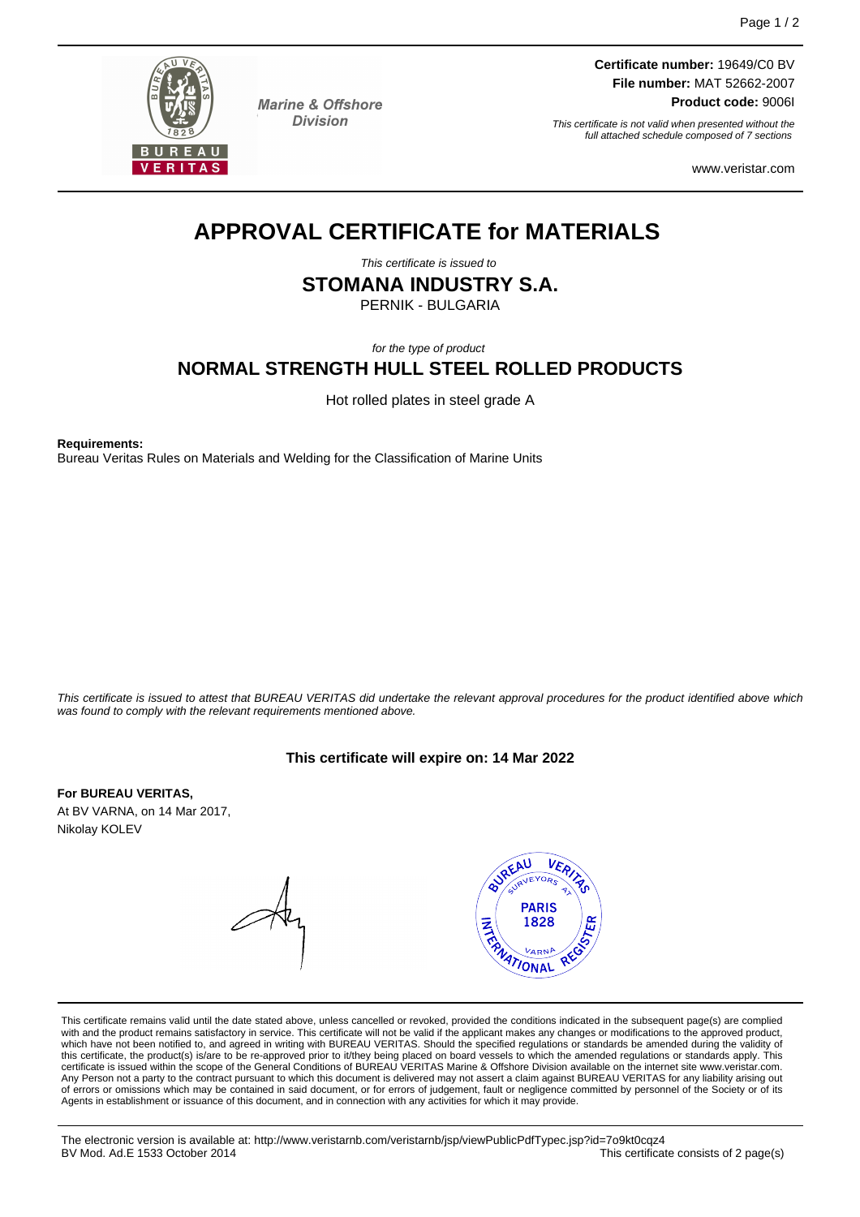Marine & Offshore Division

**Certificate number:** 19649/C0 BV
**File number:** MAT 52662-2007
**Product code:** 9006I

*This certificate is not valid when presented without the full attached schedule composed of 7 sections*

www.veristar.com

# APPROVAL CERTIFICATE for MATERIALS

*This certificate is issued to*

## STOMANA INDUSTRY S.A.

PERNIK - BULGARIA

*for the type of product*

## NORMAL STRENGTH HULL STEEL ROLLED PRODUCTS

Hot rolled plates in steel grade A

**Requirements:**
Bureau Veritas Rules on Materials and Welding for the Classification of Marine Units

*This certificate is issued to attest that BUREAU VERITAS did undertake the relevant approval procedures for the product identified above which was found to comply with the relevant requirements mentioned above.*

**This certificate will expire on: 14 Mar 2022**

**For BUREAU VERITAS,**
At BV VARNA, on 14 Mar 2017,
Nikolay KOLEV

BUREAU VERITAS SURVEYORS AT PARIS 1828 VARNA INTERNATIONAL REGISTER

This certificate remains valid until the date stated above, unless cancelled or revoked, provided the conditions indicated in the subsequent page(s) are complied with and the product remains satisfactory in service. This certificate will not be valid if the applicant makes any changes or modifications to the approved product, which have not been notified to, and agreed in writing with BUREAU VERITAS. Should the specified regulations or standards be amended during the validity of this certificate, the product(s) is/are to be re-approved prior to it/they being placed on board vessels to which the amended regulations or standards apply. This certificate is issued within the scope of the General Conditions of BUREAU VERITAS Marine & Offshore Division available on the internet site www.veristar.com. Any Person not a party to the contract pursuant to which this document is delivered may not assert a claim against BUREAU VERITAS for any liability arising out of errors or omissions which may be contained in said document, or for errors of judgement, fault or negligence committed by personnel of the Society or of its Agents in establishment or issuance of this document, and in connection with any activities for which it may provide.

The electronic version is available at: http://www.veristarnb.com/veristarnb/jsp/viewPublicPdfTypec.jsp?id=7o9kt0cqz4
BV Mod. Ad.E 1533 October 2014
This certificate consists of 2 page(s)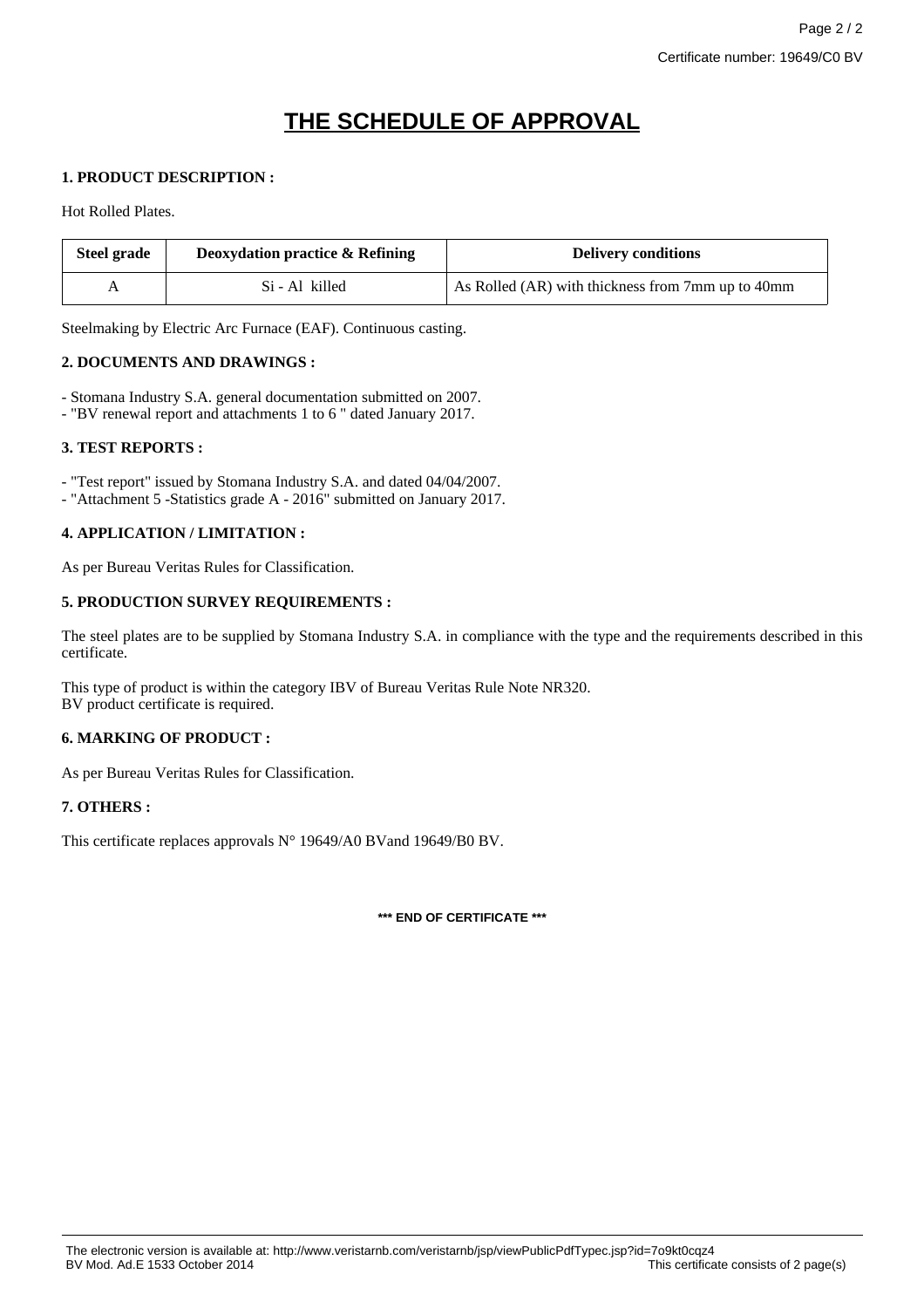Certificate number: 19649/C0 BV

# THE SCHEDULE OF APPROVAL

### 1. PRODUCT DESCRIPTION :

Hot Rolled Plates.

| Steel grade | Deoxydation practice & Refining | Delivery conditions |
|---|---|---|
| A | Si - Al killed | As Rolled (AR) with thickness from 7mm up to 40mm |

Steelmaking by Electric Arc Furnace (EAF). Continuous casting.

### 2. DOCUMENTS AND DRAWINGS :

- Stomana Industry S.A. general documentation submitted on 2007.
- "BV renewal report and attachments 1 to 6 " dated January 2017.

### 3. TEST REPORTS :

- "Test report" issued by Stomana Industry S.A. and dated 04/04/2007.
- "Attachment 5 -Statistics grade A - 2016" submitted on January 2017.

### 4. APPLICATION / LIMITATION :

As per Bureau Veritas Rules for Classification.

### 5. PRODUCTION SURVEY REQUIREMENTS :

The steel plates are to be supplied by Stomana Industry S.A. in compliance with the type and the requirements described in this certificate.

This type of product is within the category IBV of Bureau Veritas Rule Note NR320.
BV product certificate is required.

### 6. MARKING OF PRODUCT :

As per Bureau Veritas Rules for Classification.

### 7. OTHERS :

This certificate replaces approvals N° 19649/A0 BVand 19649/B0 BV.

**\*\*\* END OF CERTIFICATE \*\*\***

The electronic version is available at: http://www.veristarnb.com/veristarnb/jsp/viewPublicPdfTypec.jsp?id=7o9kt0cqz4
BV Mod. Ad.E 1533 October 2014
This certificate consists of 2 page(s)